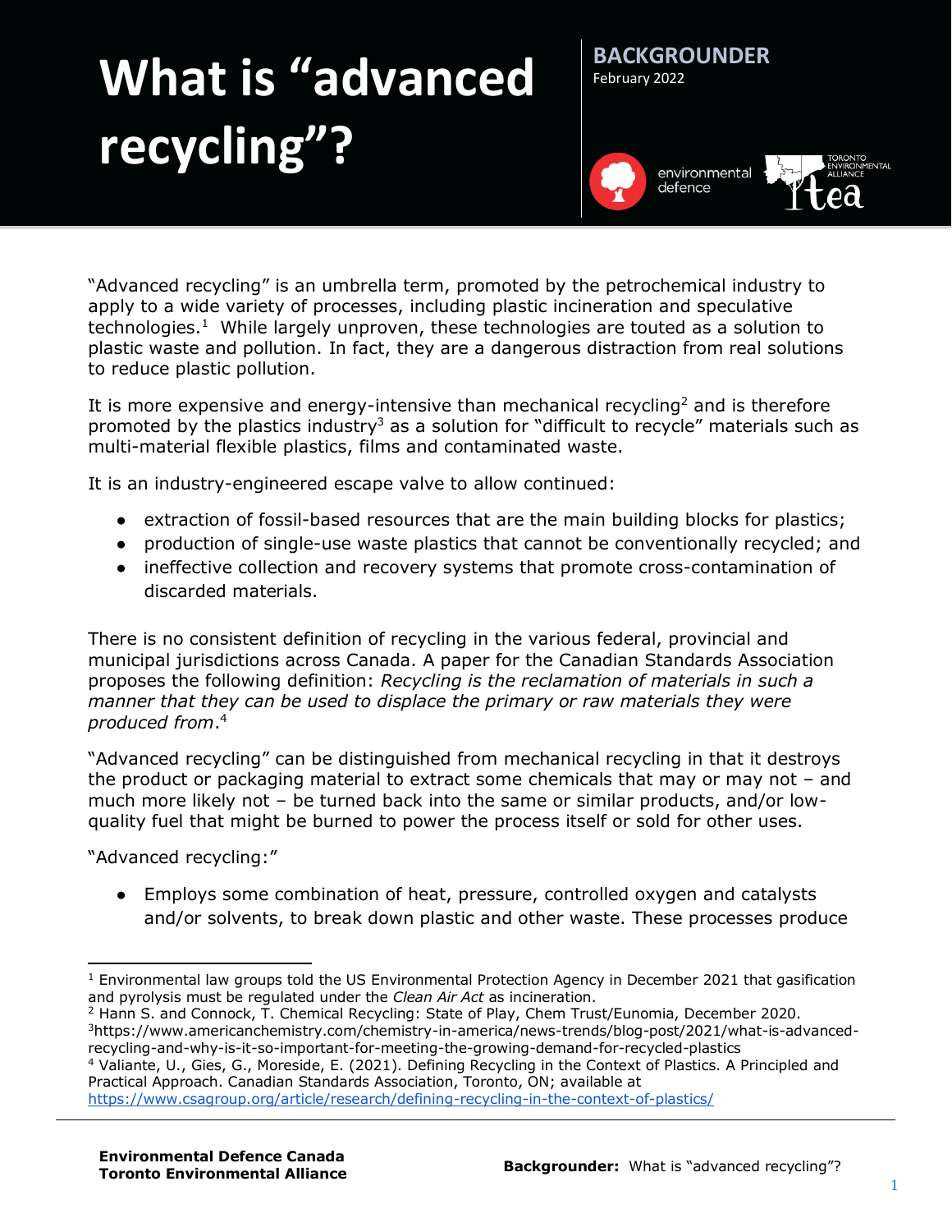# What is "advanced recycling"?

**BACKGROUNDER**
February 2022

"Advanced recycling" is an umbrella term, promoted by the petrochemical industry to apply to a wide variety of processes, including plastic incineration and speculative technologies.[1] While largely unproven, these technologies are touted as a solution to plastic waste and pollution. In fact, they are a dangerous distraction from real solutions to reduce plastic pollution.

It is more expensive and energy-intensive than mechanical recycling[2] and is therefore promoted by the plastics industry[3] as a solution for "difficult to recycle" materials such as multi-material flexible plastics, films and contaminated waste.

It is an industry-engineered escape valve to allow continued:

- extraction of fossil-based resources that are the main building blocks for plastics;
- production of single-use waste plastics that cannot be conventionally recycled; and
- ineffective collection and recovery systems that promote cross-contamination of discarded materials.

There is no consistent definition of recycling in the various federal, provincial and municipal jurisdictions across Canada. A paper for the Canadian Standards Association proposes the following definition: *Recycling is the reclamation of materials in such a manner that they can be used to displace the primary or raw materials they were produced from*.[4]

"Advanced recycling" can be distinguished from mechanical recycling in that it destroys the product or packaging material to extract some chemicals that may or may not – and much more likely not – be turned back into the same or similar products, and/or low-quality fuel that might be burned to power the process itself or sold for other uses.

"Advanced recycling:"

- Employs some combination of heat, pressure, controlled oxygen and catalysts and/or solvents, to break down plastic and other waste. These processes produce

---

[1] Environmental law groups told the US Environmental Protection Agency in December 2021 that gasification and pyrolysis must be regulated under the *Clean Air Act* as incineration.

[2] Hann S. and Connock, T. Chemical Recycling: State of Play, Chem Trust/Eunomia, December 2020.

[3] https://www.americanchemistry.com/chemistry-in-america/news-trends/blog-post/2021/what-is-advanced-recycling-and-why-is-it-so-important-for-meeting-the-growing-demand-for-recycled-plastics

[4] Valiante, U., Gies, G., Moreside, E. (2021). Defining Recycling in the Context of Plastics. A Principled and Practical Approach. Canadian Standards Association, Toronto, ON; available at https://www.csagroup.org/article/research/defining-recycling-in-the-context-of-plastics/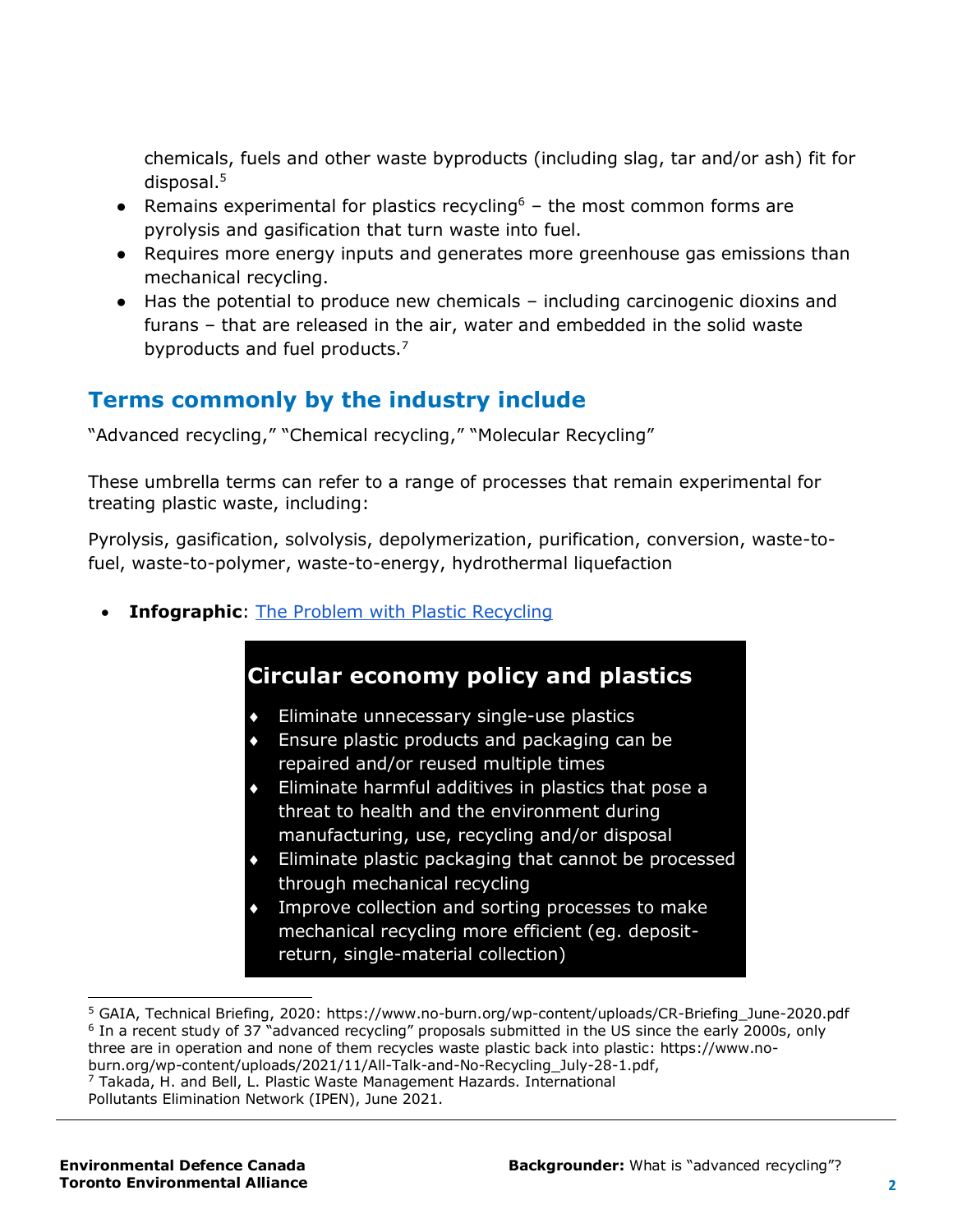chemicals, fuels and other waste byproducts (including slag, tar and/or ash) fit for disposal.[5]

- Remains experimental for plastics recycling[6] – the most common forms are pyrolysis and gasification that turn waste into fuel.
- Requires more energy inputs and generates more greenhouse gas emissions than mechanical recycling.
- Has the potential to produce new chemicals – including carcinogenic dioxins and furans – that are released in the air, water and embedded in the solid waste byproducts and fuel products.[7]

## Terms commonly by the industry include

"Advanced recycling," "Chemical recycling," "Molecular Recycling"

These umbrella terms can refer to a range of processes that remain experimental for treating plastic waste, including:

Pyrolysis, gasification, solvolysis, depolymerization, purification, conversion, waste-to-fuel, waste-to-polymer, waste-to-energy, hydrothermal liquefaction

- **Infographic**: [The Problem with Plastic Recycling]()

### Circular economy policy and plastics

- Eliminate unnecessary single-use plastics
- Ensure plastic products and packaging can be repaired and/or reused multiple times
- Eliminate harmful additives in plastics that pose a threat to health and the environment during manufacturing, use, recycling and/or disposal
- Eliminate plastic packaging that cannot be processed through mechanical recycling
- Improve collection and sorting processes to make mechanical recycling more efficient (eg. deposit-return, single-material collection)

---

[5] GAIA, Technical Briefing, 2020: https://www.no-burn.org/wp-content/uploads/CR-Briefing_June-2020.pdf

[6] In a recent study of 37 "advanced recycling" proposals submitted in the US since the early 2000s, only three are in operation and none of them recycles waste plastic back into plastic: https://www.no-burn.org/wp-content/uploads/2021/11/All-Talk-and-No-Recycling_July-28-1.pdf,

[7] Takada, H. and Bell, L. Plastic Waste Management Hazards. International Pollutants Elimination Network (IPEN), June 2021.